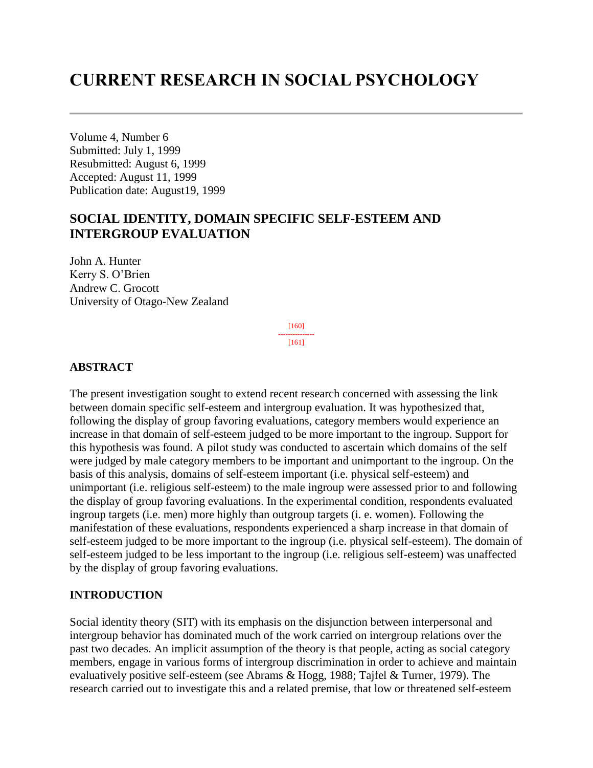# CURRENT RESEARCH IN SOCIAL PSYCHOLOGY

Volume 4, Number 6
Submitted: July 1, 1999
Resubmitted: August 6, 1999
Accepted: August 11, 1999
Publication date: August19, 1999

## SOCIAL IDENTITY, DOMAIN SPECIFIC SELF-ESTEEM AND INTERGROUP EVALUATION

John A. Hunter
Kerry S. O'Brien
Andrew C. Grocott
University of Otago-New Zealand

### ABSTRACT

The present investigation sought to extend recent research concerned with assessing the link between domain specific self-esteem and intergroup evaluation. It was hypothesized that, following the display of group favoring evaluations, category members would experience an increase in that domain of self-esteem judged to be more important to the ingroup. Support for this hypothesis was found. A pilot study was conducted to ascertain which domains of the self were judged by male category members to be important and unimportant to the ingroup. On the basis of this analysis, domains of self-esteem important (i.e. physical self-esteem) and unimportant (i.e. religious self-esteem) to the male ingroup were assessed prior to and following the display of group favoring evaluations. In the experimental condition, respondents evaluated ingroup targets (i.e. men) more highly than outgroup targets (i. e. women). Following the manifestation of these evaluations, respondents experienced a sharp increase in that domain of self-esteem judged to be more important to the ingroup (i.e. physical self-esteem). The domain of self-esteem judged to be less important to the ingroup (i.e. religious self-esteem) was unaffected by the display of group favoring evaluations.

### INTRODUCTION

Social identity theory (SIT) with its emphasis on the disjunction between interpersonal and intergroup behavior has dominated much of the work carried on intergroup relations over the past two decades. An implicit assumption of the theory is that people, acting as social category members, engage in various forms of intergroup discrimination in order to achieve and maintain evaluatively positive self-esteem (see Abrams & Hogg, 1988; Tajfel & Turner, 1979). The research carried out to investigate this and a related premise, that low or threatened self-esteem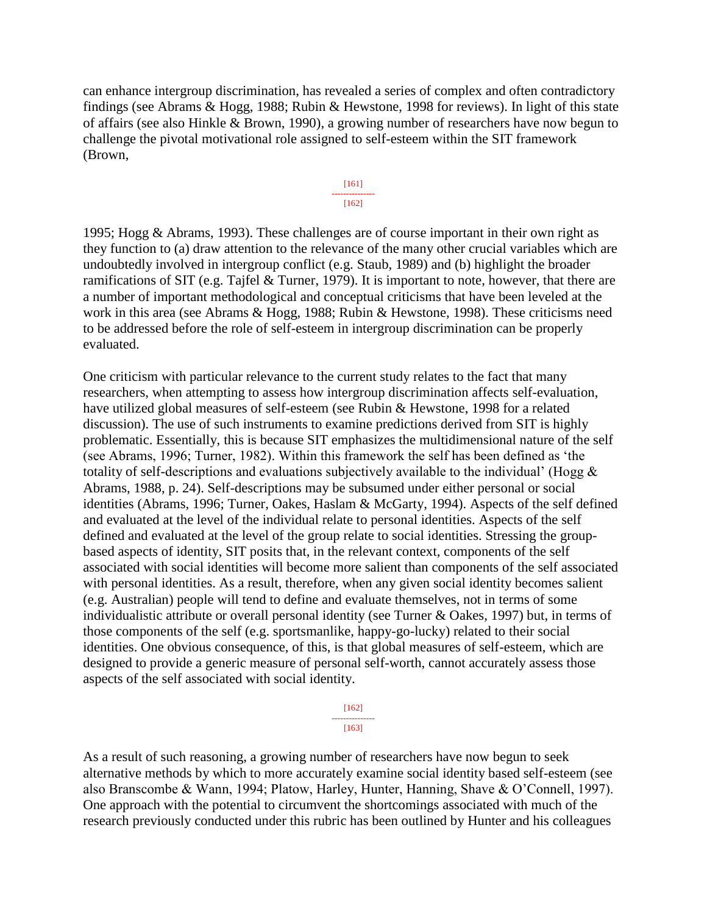can enhance intergroup discrimination, has revealed a series of complex and often contradictory findings (see Abrams & Hogg, 1988; Rubin & Hewstone, 1998 for reviews). In light of this state of affairs (see also Hinkle & Brown, 1990), a growing number of researchers have now begun to challenge the pivotal motivational role assigned to self-esteem within the SIT framework (Brown, 1995; Hogg & Abrams, 1993). These challenges are of course important in their own right as they function to (a) draw attention to the relevance of the many other crucial variables which are undoubtedly involved in intergroup conflict (e.g. Staub, 1989) and (b) highlight the broader ramifications of SIT (e.g. Tajfel & Turner, 1979). It is important to note, however, that there are a number of important methodological and conceptual criticisms that have been leveled at the work in this area (see Abrams & Hogg, 1988; Rubin & Hewstone, 1998). These criticisms need to be addressed before the role of self-esteem in intergroup discrimination can be properly evaluated.

One criticism with particular relevance to the current study relates to the fact that many researchers, when attempting to assess how intergroup discrimination affects self-evaluation, have utilized global measures of self-esteem (see Rubin & Hewstone, 1998 for a related discussion). The use of such instruments to examine predictions derived from SIT is highly problematic. Essentially, this is because SIT emphasizes the multidimensional nature of the self (see Abrams, 1996; Turner, 1982). Within this framework the self has been defined as 'the totality of self-descriptions and evaluations subjectively available to the individual' (Hogg & Abrams, 1988, p. 24). Self-descriptions may be subsumed under either personal or social identities (Abrams, 1996; Turner, Oakes, Haslam & McGarty, 1994). Aspects of the self defined and evaluated at the level of the individual relate to personal identities. Aspects of the self defined and evaluated at the level of the group relate to social identities. Stressing the group-based aspects of identity, SIT posits that, in the relevant context, components of the self associated with social identities will become more salient than components of the self associated with personal identities. As a result, therefore, when any given social identity becomes salient (e.g. Australian) people will tend to define and evaluate themselves, not in terms of some individualistic attribute or overall personal identity (see Turner & Oakes, 1997) but, in terms of those components of the self (e.g. sportsmanlike, happy-go-lucky) related to their social identities. One obvious consequence, of this, is that global measures of self-esteem, which are designed to provide a generic measure of personal self-worth, cannot accurately assess those aspects of the self associated with social identity.

As a result of such reasoning, a growing number of researchers have now begun to seek alternative methods by which to more accurately examine social identity based self-esteem (see also Branscombe & Wann, 1994; Platow, Harley, Hunter, Hanning, Shave & O'Connell, 1997). One approach with the potential to circumvent the shortcomings associated with much of the research previously conducted under this rubric has been outlined by Hunter and his colleagues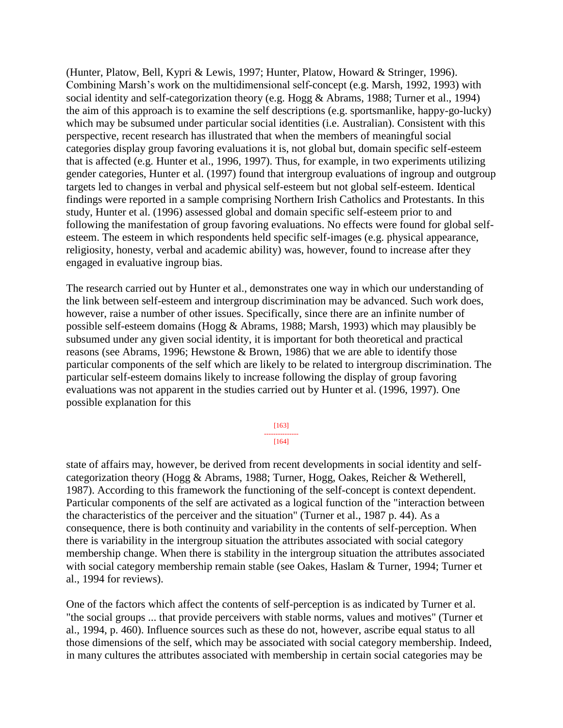(Hunter, Platow, Bell, Kypri & Lewis, 1997; Hunter, Platow, Howard & Stringer, 1996). Combining Marsh's work on the multidimensional self-concept (e.g. Marsh, 1992, 1993) with social identity and self-categorization theory (e.g. Hogg & Abrams, 1988; Turner et al., 1994) the aim of this approach is to examine the self descriptions (e.g. sportsmanlike, happy-go-lucky) which may be subsumed under particular social identities (i.e. Australian). Consistent with this perspective, recent research has illustrated that when the members of meaningful social categories display group favoring evaluations it is, not global but, domain specific self-esteem that is affected (e.g. Hunter et al., 1996, 1997). Thus, for example, in two experiments utilizing gender categories, Hunter et al. (1997) found that intergroup evaluations of ingroup and outgroup targets led to changes in verbal and physical self-esteem but not global self-esteem. Identical findings were reported in a sample comprising Northern Irish Catholics and Protestants. In this study, Hunter et al. (1996) assessed global and domain specific self-esteem prior to and following the manifestation of group favoring evaluations. No effects were found for global self-esteem. The esteem in which respondents held specific self-images (e.g. physical appearance, religiosity, honesty, verbal and academic ability) was, however, found to increase after they engaged in evaluative ingroup bias.

The research carried out by Hunter et al., demonstrates one way in which our understanding of the link between self-esteem and intergroup discrimination may be advanced. Such work does, however, raise a number of other issues. Specifically, since there are an infinite number of possible self-esteem domains (Hogg & Abrams, 1988; Marsh, 1993) which may plausibly be subsumed under any given social identity, it is important for both theoretical and practical reasons (see Abrams, 1996; Hewstone & Brown, 1986) that we are able to identify those particular components of the self which are likely to be related to intergroup discrimination. The particular self-esteem domains likely to increase following the display of group favoring evaluations was not apparent in the studies carried out by Hunter et al. (1996, 1997). One possible explanation for this state of affairs may, however, be derived from recent developments in social identity and self-categorization theory (Hogg & Abrams, 1988; Turner, Hogg, Oakes, Reicher & Wetherell, 1987). According to this framework the functioning of the self-concept is context dependent. Particular components of the self are activated as a logical function of the "interaction between the characteristics of the perceiver and the situation" (Turner et al., 1987 p. 44). As a consequence, there is both continuity and variability in the contents of self-perception. When there is variability in the intergroup situation the attributes associated with social category membership change. When there is stability in the intergroup situation the attributes associated with social category membership remain stable (see Oakes, Haslam & Turner, 1994; Turner et al., 1994 for reviews).

One of the factors which affect the contents of self-perception is as indicated by Turner et al. "the social groups ... that provide perceivers with stable norms, values and motives" (Turner et al., 1994, p. 460). Influence sources such as these do not, however, ascribe equal status to all those dimensions of the self, which may be associated with social category membership. Indeed, in many cultures the attributes associated with membership in certain social categories may be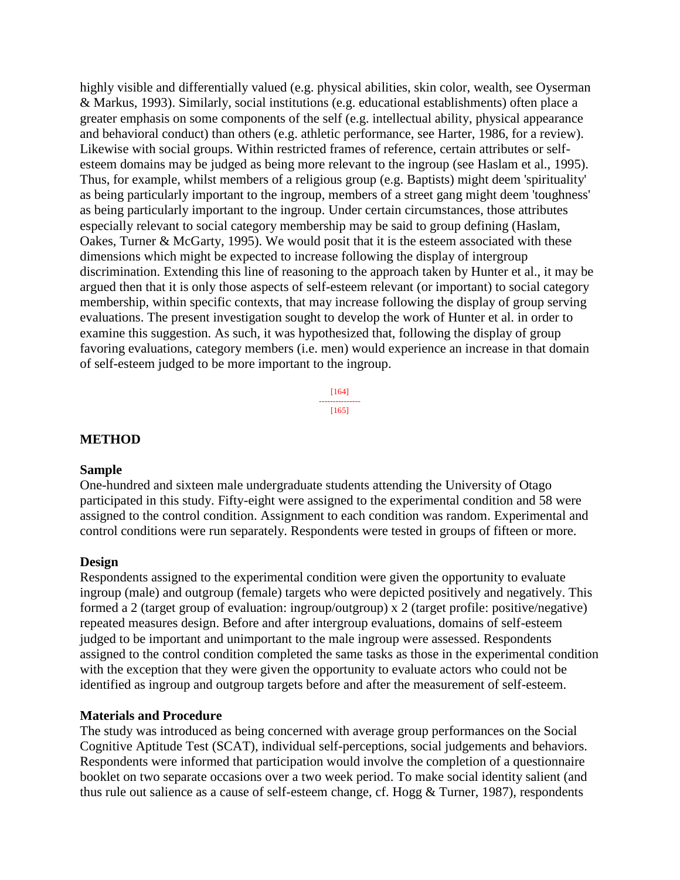highly visible and differentially valued (e.g. physical abilities, skin color, wealth, see Oyserman & Markus, 1993). Similarly, social institutions (e.g. educational establishments) often place a greater emphasis on some components of the self (e.g. intellectual ability, physical appearance and behavioral conduct) than others (e.g. athletic performance, see Harter, 1986, for a review). Likewise with social groups. Within restricted frames of reference, certain attributes or self-esteem domains may be judged as being more relevant to the ingroup (see Haslam et al., 1995). Thus, for example, whilst members of a religious group (e.g. Baptists) might deem 'spirituality' as being particularly important to the ingroup, members of a street gang might deem 'toughness' as being particularly important to the ingroup. Under certain circumstances, those attributes especially relevant to social category membership may be said to group defining (Haslam, Oakes, Turner & McGarty, 1995). We would posit that it is the esteem associated with these dimensions which might be expected to increase following the display of intergroup discrimination. Extending this line of reasoning to the approach taken by Hunter et al., it may be argued then that it is only those aspects of self-esteem relevant (or important) to social category membership, within specific contexts, that may increase following the display of group serving evaluations. The present investigation sought to develop the work of Hunter et al. in order to examine this suggestion. As such, it was hypothesized that, following the display of group favoring evaluations, category members (i.e. men) would experience an increase in that domain of self-esteem judged to be more important to the ingroup.

## METHOD

### Sample

One-hundred and sixteen male undergraduate students attending the University of Otago participated in this study. Fifty-eight were assigned to the experimental condition and 58 were assigned to the control condition. Assignment to each condition was random. Experimental and control conditions were run separately. Respondents were tested in groups of fifteen or more.

### Design

Respondents assigned to the experimental condition were given the opportunity to evaluate ingroup (male) and outgroup (female) targets who were depicted positively and negatively. This formed a 2 (target group of evaluation: ingroup/outgroup) x 2 (target profile: positive/negative) repeated measures design. Before and after intergroup evaluations, domains of self-esteem judged to be important and unimportant to the male ingroup were assessed. Respondents assigned to the control condition completed the same tasks as those in the experimental condition with the exception that they were given the opportunity to evaluate actors who could not be identified as ingroup and outgroup targets before and after the measurement of self-esteem.

### Materials and Procedure

The study was introduced as being concerned with average group performances on the Social Cognitive Aptitude Test (SCAT), individual self-perceptions, social judgements and behaviors. Respondents were informed that participation would involve the completion of a questionnaire booklet on two separate occasions over a two week period. To make social identity salient (and thus rule out salience as a cause of self-esteem change, cf. Hogg & Turner, 1987), respondents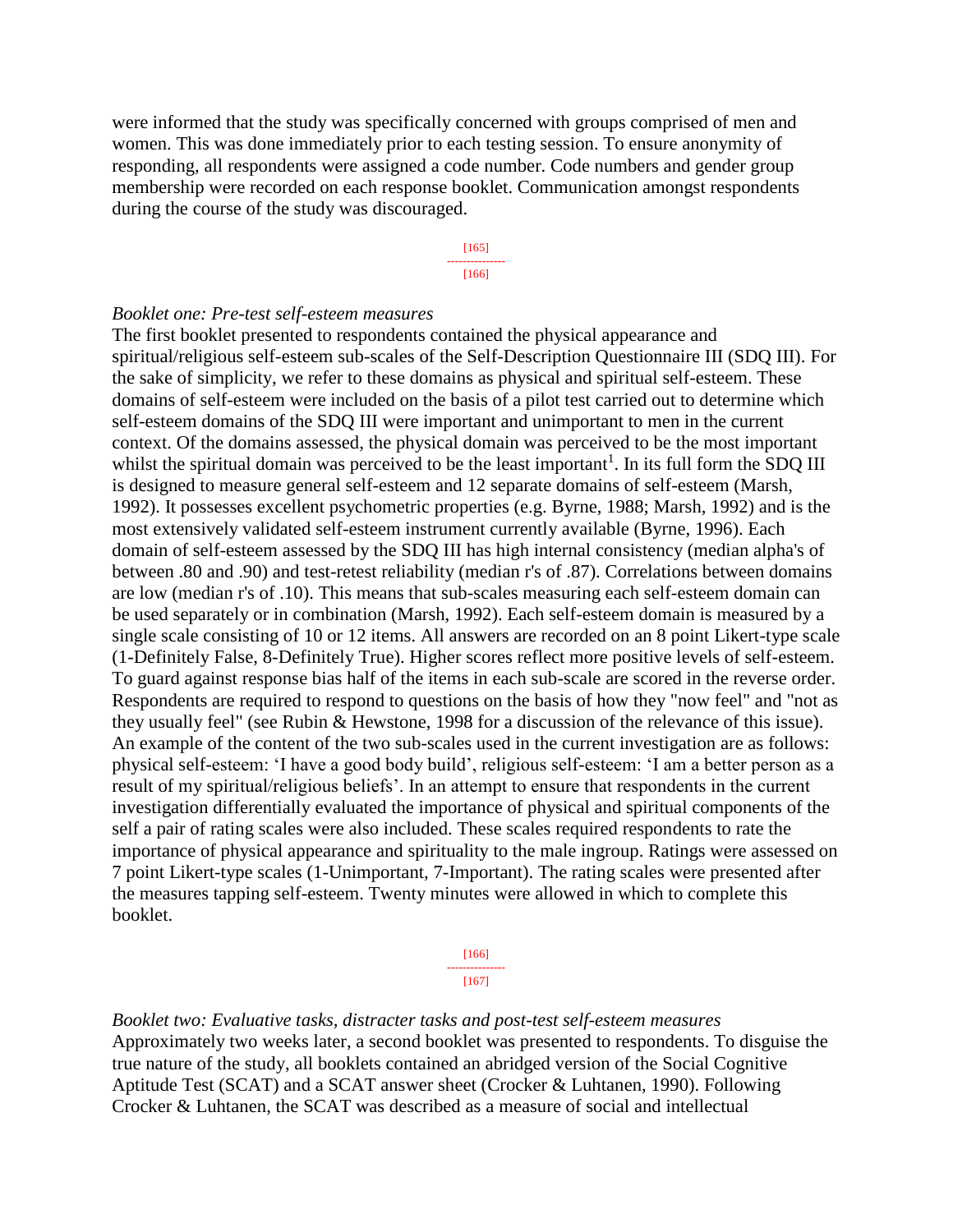were informed that the study was specifically concerned with groups comprised of men and women. This was done immediately prior to each testing session. To ensure anonymity of responding, all respondents were assigned a code number. Code numbers and gender group membership were recorded on each response booklet. Communication amongst respondents during the course of the study was discouraged.

*Booklet one: Pre-test self-esteem measures*

The first booklet presented to respondents contained the physical appearance and spiritual/religious self-esteem sub-scales of the Self-Description Questionnaire III (SDQ III). For the sake of simplicity, we refer to these domains as physical and spiritual self-esteem. These domains of self-esteem were included on the basis of a pilot test carried out to determine which self-esteem domains of the SDQ III were important and unimportant to men in the current context. Of the domains assessed, the physical domain was perceived to be the most important whilst the spiritual domain was perceived to be the least important[1]. In its full form the SDQ III is designed to measure general self-esteem and 12 separate domains of self-esteem (Marsh, 1992). It possesses excellent psychometric properties (e.g. Byrne, 1988; Marsh, 1992) and is the most extensively validated self-esteem instrument currently available (Byrne, 1996). Each domain of self-esteem assessed by the SDQ III has high internal consistency (median alpha's of between .80 and .90) and test-retest reliability (median r's of .87). Correlations between domains are low (median r's of .10). This means that sub-scales measuring each self-esteem domain can be used separately or in combination (Marsh, 1992). Each self-esteem domain is measured by a single scale consisting of 10 or 12 items. All answers are recorded on an 8 point Likert-type scale (1-Definitely False, 8-Definitely True). Higher scores reflect more positive levels of self-esteem. To guard against response bias half of the items in each sub-scale are scored in the reverse order. Respondents are required to respond to questions on the basis of how they "now feel" and "not as they usually feel" (see Rubin & Hewstone, 1998 for a discussion of the relevance of this issue). An example of the content of the two sub-scales used in the current investigation are as follows: physical self-esteem: 'I have a good body build', religious self-esteem: 'I am a better person as a result of my spiritual/religious beliefs'. In an attempt to ensure that respondents in the current investigation differentially evaluated the importance of physical and spiritual components of the self a pair of rating scales were also included. These scales required respondents to rate the importance of physical appearance and spirituality to the male ingroup. Ratings were assessed on 7 point Likert-type scales (1-Unimportant, 7-Important). The rating scales were presented after the measures tapping self-esteem. Twenty minutes were allowed in which to complete this booklet.

*Booklet two: Evaluative tasks, distracter tasks and post-test self-esteem measures*

Approximately two weeks later, a second booklet was presented to respondents. To disguise the true nature of the study, all booklets contained an abridged version of the Social Cognitive Aptitude Test (SCAT) and a SCAT answer sheet (Crocker & Luhtanen, 1990). Following Crocker & Luhtanen, the SCAT was described as a measure of social and intellectual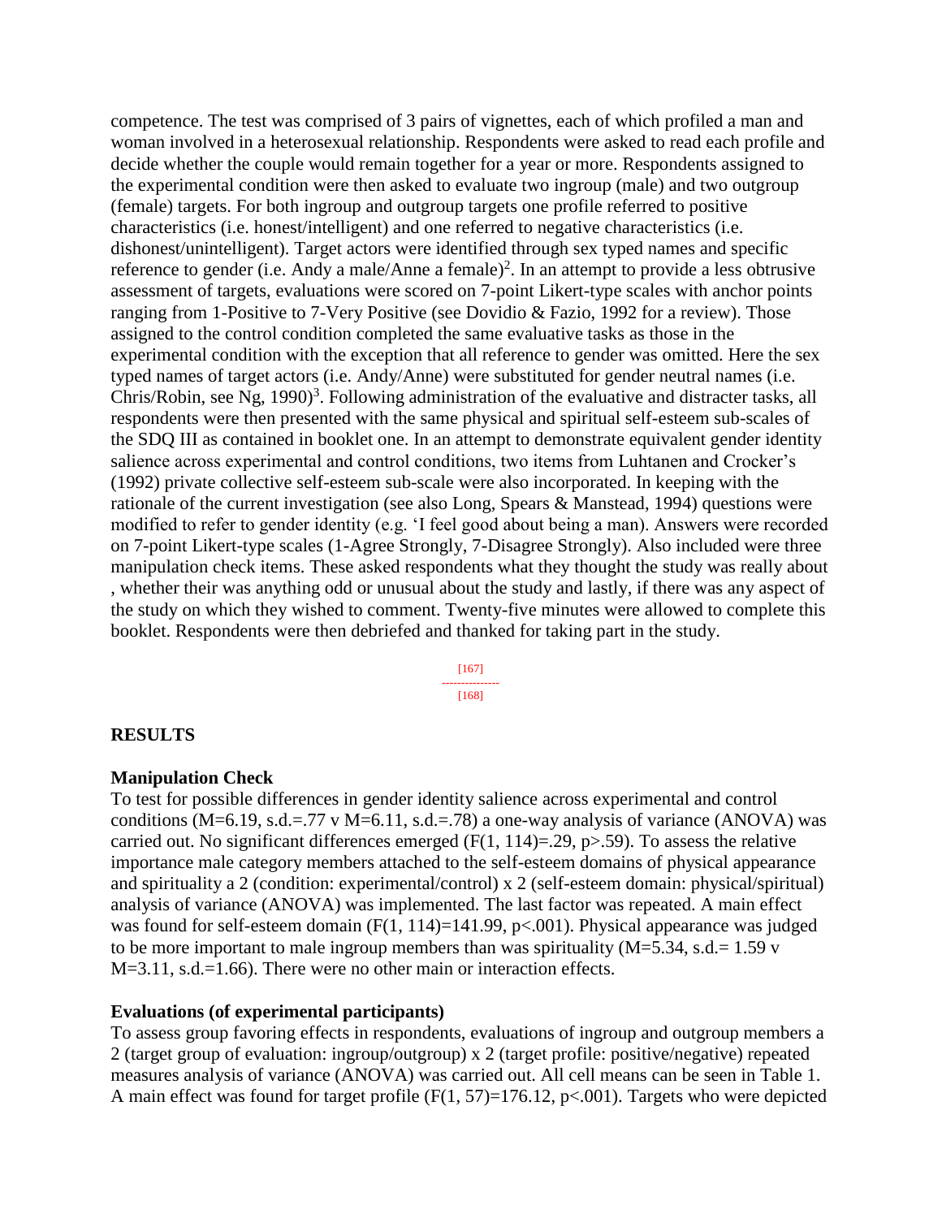competence. The test was comprised of 3 pairs of vignettes, each of which profiled a man and woman involved in a heterosexual relationship. Respondents were asked to read each profile and decide whether the couple would remain together for a year or more. Respondents assigned to the experimental condition were then asked to evaluate two ingroup (male) and two outgroup (female) targets. For both ingroup and outgroup targets one profile referred to positive characteristics (i.e. honest/intelligent) and one referred to negative characteristics (i.e. dishonest/unintelligent). Target actors were identified through sex typed names and specific reference to gender (i.e. Andy a male/Anne a female)[2]. In an attempt to provide a less obtrusive assessment of targets, evaluations were scored on 7-point Likert-type scales with anchor points ranging from 1-Positive to 7-Very Positive (see Dovidio & Fazio, 1992 for a review). Those assigned to the control condition completed the same evaluative tasks as those in the experimental condition with the exception that all reference to gender was omitted. Here the sex typed names of target actors (i.e. Andy/Anne) were substituted for gender neutral names (i.e. Chris/Robin, see Ng, 1990)[3]. Following administration of the evaluative and distracter tasks, all respondents were then presented with the same physical and spiritual self-esteem sub-scales of the SDQ III as contained in booklet one. In an attempt to demonstrate equivalent gender identity salience across experimental and control conditions, two items from Luhtanen and Crocker's (1992) private collective self-esteem sub-scale were also incorporated. In keeping with the rationale of the current investigation (see also Long, Spears & Manstead, 1994) questions were modified to refer to gender identity (e.g. 'I feel good about being a man). Answers were recorded on 7-point Likert-type scales (1-Agree Strongly, 7-Disagree Strongly). Also included were three manipulation check items. These asked respondents what they thought the study was really about , whether their was anything odd or unusual about the study and lastly, if there was any aspect of the study on which they wished to comment. Twenty-five minutes were allowed to complete this booklet. Respondents were then debriefed and thanked for taking part in the study.

## RESULTS

### Manipulation Check

To test for possible differences in gender identity salience across experimental and control conditions ($M=6.19$, $s.d.=.77$ v $M=6.11$, $s.d.=.78$) a one-way analysis of variance (ANOVA) was carried out. No significant differences emerged ($F(1, 114)=.29$, $p>.59$). To assess the relative importance male category members attached to the self-esteem domains of physical appearance and spirituality a 2 (condition: experimental/control) x 2 (self-esteem domain: physical/spiritual) analysis of variance (ANOVA) was implemented. The last factor was repeated. A main effect was found for self-esteem domain ($F(1, 114)=141.99$, $p<.001$). Physical appearance was judged to be more important to male ingroup members than was spirituality ($M=5.34$, $s.d.= 1.59$ v $M=3.11$, $s.d.=1.66$). There were no other main or interaction effects.

### Evaluations (of experimental participants)

To assess group favoring effects in respondents, evaluations of ingroup and outgroup members a 2 (target group of evaluation: ingroup/outgroup) x 2 (target profile: positive/negative) repeated measures analysis of variance (ANOVA) was carried out. All cell means can be seen in Table 1. A main effect was found for target profile ($F(1, 57)=176.12$, $p<.001$). Targets who were depicted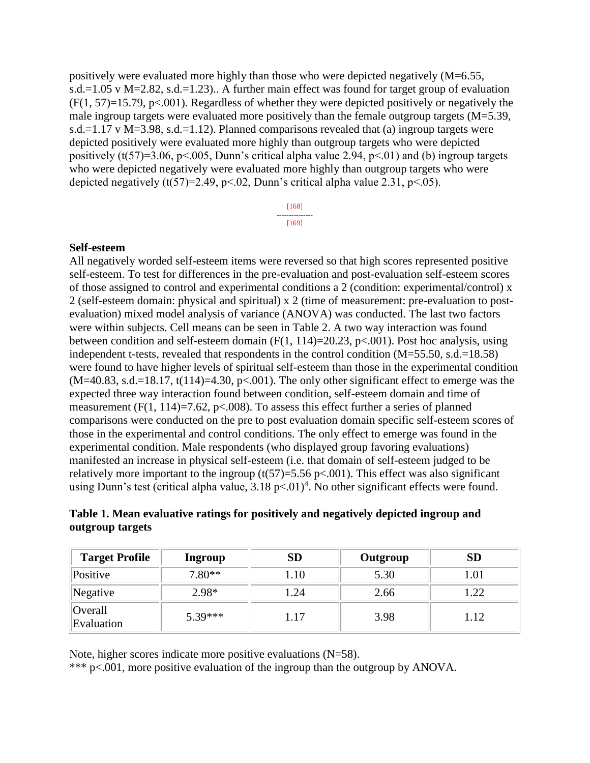positively were evaluated more highly than those who were depicted negatively ($M=6.55$, $s.d.=1.05$ v $M=2.82$, $s.d.=1.23$).. A further main effect was found for target group of evaluation ($F(1, 57)=15.79$, $p<.001$). Regardless of whether they were depicted positively or negatively the male ingroup targets were evaluated more positively than the female outgroup targets ($M=5.39$, $s.d.=1.17$ v $M=3.98$, $s.d.=1.12$). Planned comparisons revealed that (a) ingroup targets were depicted positively were evaluated more highly than outgroup targets who were depicted positively ($t(57)=3.06$, $p<.005$, Dunn's critical alpha value 2.94, $p<.01$) and (b) ingroup targets who were depicted negatively were evaluated more highly than outgroup targets who were depicted negatively ($t(57)=2.49$, $p<.02$, Dunn's critical alpha value 2.31, $p<.05$).

[168]
[169]

**Self-esteem**

All negatively worded self-esteem items were reversed so that high scores represented positive self-esteem. To test for differences in the pre-evaluation and post-evaluation self-esteem scores of those assigned to control and experimental conditions a 2 (condition: experimental/control) x 2 (self-esteem domain: physical and spiritual) x 2 (time of measurement: pre-evaluation to post-evaluation) mixed model analysis of variance (ANOVA) was conducted. The last two factors were within subjects. Cell means can be seen in Table 2. A two way interaction was found between condition and self-esteem domain ($F(1, 114)=20.23$, $p<.001$). Post hoc analysis, using independent t-tests, revealed that respondents in the control condition ($M=55.50$, $s.d.=18.58$) were found to have higher levels of spiritual self-esteem than those in the experimental condition ($M=40.83$, $s.d.=18.17$, $t(114)=4.30$, $p<.001$). The only other significant effect to emerge was the expected three way interaction found between condition, self-esteem domain and time of measurement ($F(1, 114)=7.62$, $p<.008$). To assess this effect further a series of planned comparisons were conducted on the pre to post evaluation domain specific self-esteem scores of those in the experimental and control conditions. The only effect to emerge was found in the experimental condition. Male respondents (who displayed group favoring evaluations) manifested an increase in physical self-esteem (i.e. that domain of self-esteem judged to be relatively more important to the ingroup ($t(57)=5.56$ $p<.001$). This effect was also significant using Dunn's test (critical alpha value, 3.18 $p<.01$)[4]. No other significant effects were found.

**Table 1. Mean evaluative ratings for positively and negatively depicted ingroup and outgroup targets**

| Target Profile | Ingroup | SD | Outgroup | SD |
|---|---|---|---|---|
| Positive | 7.80** | 1.10 | 5.30 | 1.01 |
| Negative | 2.98* | 1.24 | 2.66 | 1.22 |
| Overall Evaluation | 5.39*** | 1.17 | 3.98 | 1.12 |

Note, higher scores indicate more positive evaluations (N=58).
*** p<.001, more positive evaluation of the ingroup than the outgroup by ANOVA.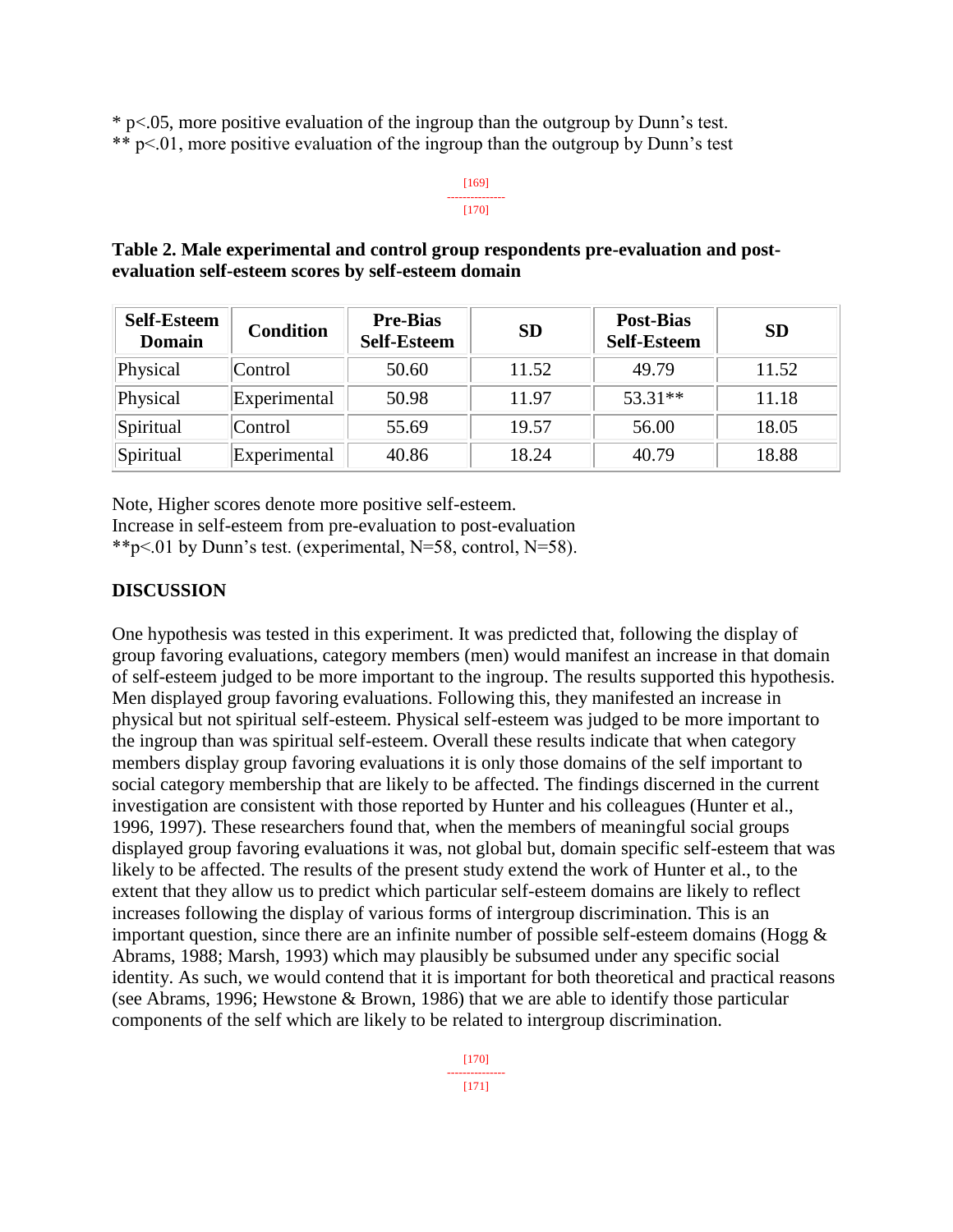* $p<.05$, more positive evaluation of the ingroup than the outgroup by Dunn's test.
** $p<.01$, more positive evaluation of the ingroup than the outgroup by Dunn's test

**Table 2. Male experimental and control group respondents pre-evaluation and post-evaluation self-esteem scores by self-esteem domain**

| Self-Esteem Domain | Condition | Pre-Bias Self-Esteem | SD | Post-Bias Self-Esteem | SD |
|---|---|---|---|---|---|
| Physical | Control | 50.60 | 11.52 | 49.79 | 11.52 |
| Physical | Experimental | 50.98 | 11.97 | 53.31** | 11.18 |
| Spiritual | Control | 55.69 | 19.57 | 56.00 | 18.05 |
| Spiritual | Experimental | 40.86 | 18.24 | 40.79 | 18.88 |

Note, Higher scores denote more positive self-esteem.
Increase in self-esteem from pre-evaluation to post-evaluation
**$p<.01$ by Dunn's test. (experimental, N=58, control, N=58).

## DISCUSSION

One hypothesis was tested in this experiment. It was predicted that, following the display of group favoring evaluations, category members (men) would manifest an increase in that domain of self-esteem judged to be more important to the ingroup. The results supported this hypothesis. Men displayed group favoring evaluations. Following this, they manifested an increase in physical but not spiritual self-esteem. Physical self-esteem was judged to be more important to the ingroup than was spiritual self-esteem. Overall these results indicate that when category members display group favoring evaluations it is only those domains of the self important to social category membership that are likely to be affected. The findings discerned in the current investigation are consistent with those reported by Hunter and his colleagues (Hunter et al., 1996, 1997). These researchers found that, when the members of meaningful social groups displayed group favoring evaluations it was, not global but, domain specific self-esteem that was likely to be affected. The results of the present study extend the work of Hunter et al., to the extent that they allow us to predict which particular self-esteem domains are likely to reflect increases following the display of various forms of intergroup discrimination. This is an important question, since there are an infinite number of possible self-esteem domains (Hogg & Abrams, 1988; Marsh, 1993) which may plausibly be subsumed under any specific social identity. As such, we would contend that it is important for both theoretical and practical reasons (see Abrams, 1996; Hewstone & Brown, 1986) that we are able to identify those particular components of the self which are likely to be related to intergroup discrimination.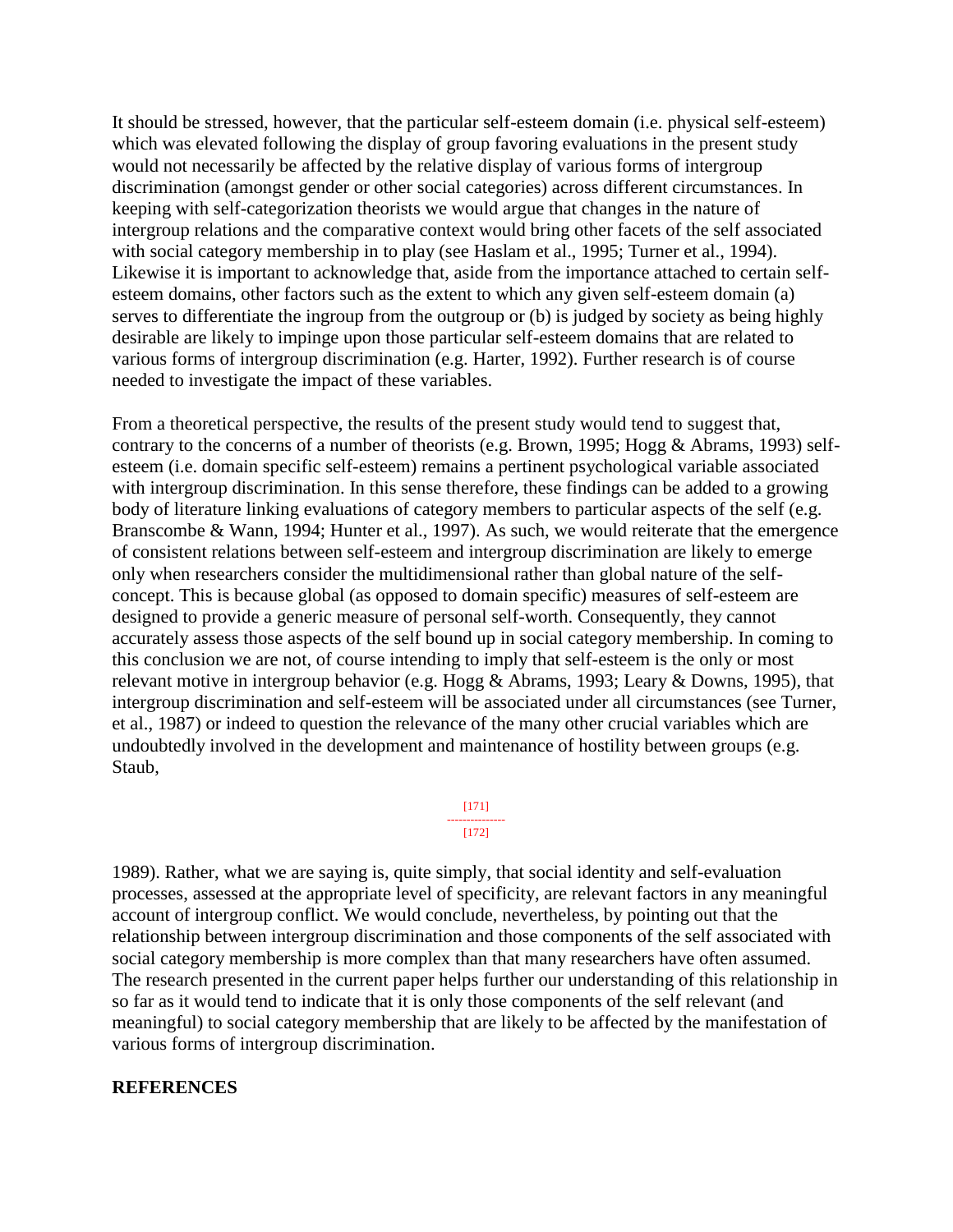It should be stressed, however, that the particular self-esteem domain (i.e. physical self-esteem) which was elevated following the display of group favoring evaluations in the present study would not necessarily be affected by the relative display of various forms of intergroup discrimination (amongst gender or other social categories) across different circumstances. In keeping with self-categorization theorists we would argue that changes in the nature of intergroup relations and the comparative context would bring other facets of the self associated with social category membership in to play (see Haslam et al., 1995; Turner et al., 1994). Likewise it is important to acknowledge that, aside from the importance attached to certain self-esteem domains, other factors such as the extent to which any given self-esteem domain (a) serves to differentiate the ingroup from the outgroup or (b) is judged by society as being highly desirable are likely to impinge upon those particular self-esteem domains that are related to various forms of intergroup discrimination (e.g. Harter, 1992). Further research is of course needed to investigate the impact of these variables.

From a theoretical perspective, the results of the present study would tend to suggest that, contrary to the concerns of a number of theorists (e.g. Brown, 1995; Hogg & Abrams, 1993) self-esteem (i.e. domain specific self-esteem) remains a pertinent psychological variable associated with intergroup discrimination. In this sense therefore, these findings can be added to a growing body of literature linking evaluations of category members to particular aspects of the self (e.g. Branscombe & Wann, 1994; Hunter et al., 1997). As such, we would reiterate that the emergence of consistent relations between self-esteem and intergroup discrimination are likely to emerge only when researchers consider the multidimensional rather than global nature of the self-concept. This is because global (as opposed to domain specific) measures of self-esteem are designed to provide a generic measure of personal self-worth. Consequently, they cannot accurately assess those aspects of the self bound up in social category membership. In coming to this conclusion we are not, of course intending to imply that self-esteem is the only or most relevant motive in intergroup behavior (e.g. Hogg & Abrams, 1993; Leary & Downs, 1995), that intergroup discrimination and self-esteem will be associated under all circumstances (see Turner, et al., 1987) or indeed to question the relevance of the many other crucial variables which are undoubtedly involved in the development and maintenance of hostility between groups (e.g. Staub, 1989). Rather, what we are saying is, quite simply, that social identity and self-evaluation processes, assessed at the appropriate level of specificity, are relevant factors in any meaningful account of intergroup conflict. We would conclude, nevertheless, by pointing out that the relationship between intergroup discrimination and those components of the self associated with social category membership is more complex than that many researchers have often assumed. The research presented in the current paper helps further our understanding of this relationship in so far as it would tend to indicate that it is only those components of the self relevant (and meaningful) to social category membership that are likely to be affected by the manifestation of various forms of intergroup discrimination.

## REFERENCES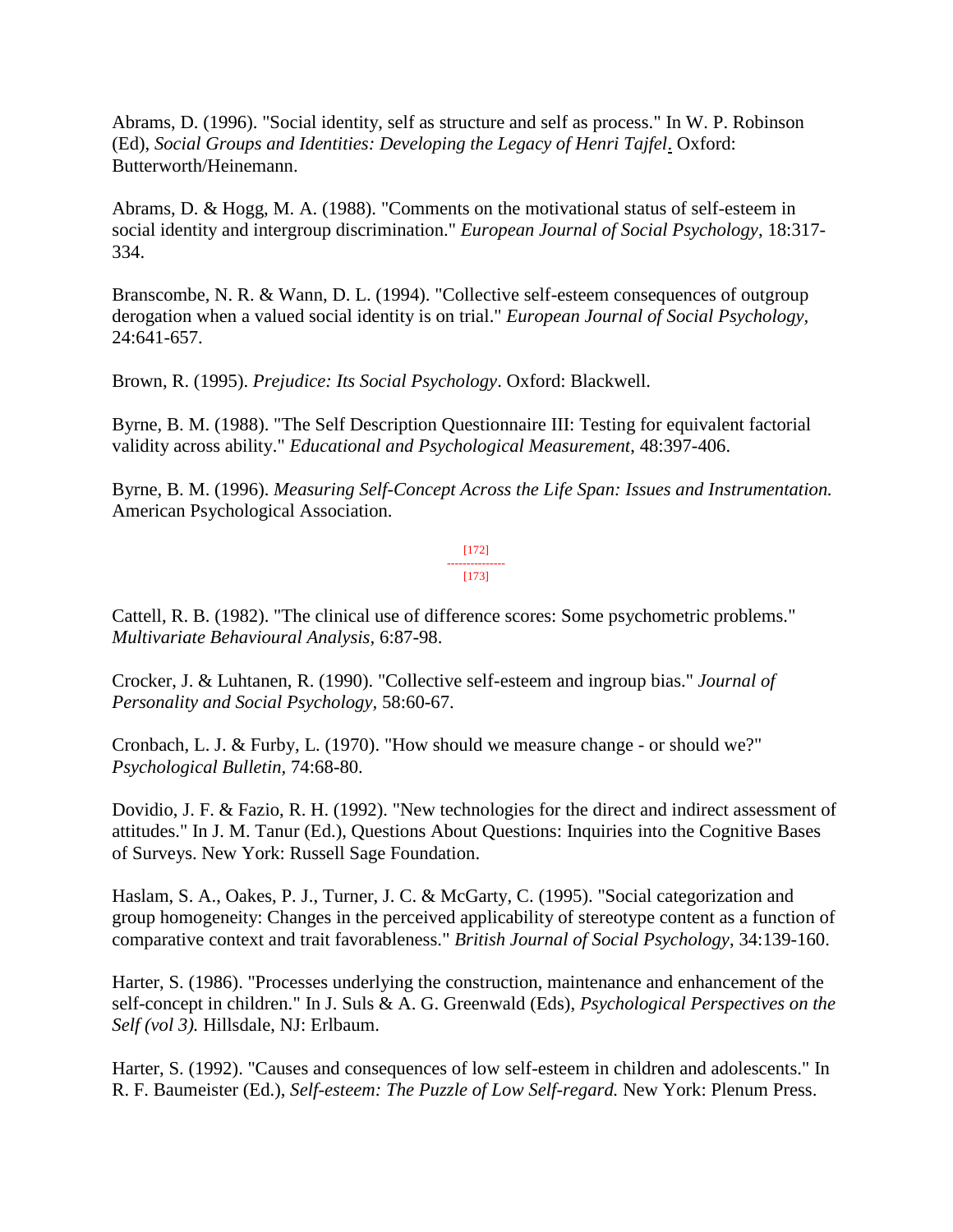Abrams, D. (1996). "Social identity, self as structure and self as process." In W. P. Robinson (Ed), *Social Groups and Identities: Developing the Legacy of Henri Tajfel*. Oxford: Butterworth/Heinemann.

Abrams, D. & Hogg, M. A. (1988). "Comments on the motivational status of self-esteem in social identity and intergroup discrimination." *European Journal of Social Psychology*, 18:317-334.

Branscombe, N. R. & Wann, D. L. (1994). "Collective self-esteem consequences of outgroup derogation when a valued social identity is on trial." *European Journal of Social Psychology*, 24:641-657.

Brown, R. (1995). *Prejudice: Its Social Psychology*. Oxford: Blackwell.

Byrne, B. M. (1988). "The Self Description Questionnaire III: Testing for equivalent factorial validity across ability." *Educational and Psychological Measurement*, 48:397-406.

Byrne, B. M. (1996). *Measuring Self-Concept Across the Life Span: Issues and Instrumentation.* American Psychological Association.

[172]
---------------
[173]

Cattell, R. B. (1982). "The clinical use of difference scores: Some psychometric problems." *Multivariate Behavioural Analysis*, 6:87-98.

Crocker, J. & Luhtanen, R. (1990). "Collective self-esteem and ingroup bias." *Journal of Personality and Social Psychology*, 58:60-67.

Cronbach, L. J. & Furby, L. (1970). "How should we measure change - or should we?" *Psychological Bulletin*, 74:68-80.

Dovidio, J. F. & Fazio, R. H. (1992). "New technologies for the direct and indirect assessment of attitudes." In J. M. Tanur (Ed.), Questions About Questions: Inquiries into the Cognitive Bases of Surveys. New York: Russell Sage Foundation.

Haslam, S. A., Oakes, P. J., Turner, J. C. & McGarty, C. (1995). "Social categorization and group homogeneity: Changes in the perceived applicability of stereotype content as a function of comparative context and trait favorableness." *British Journal of Social Psychology*, 34:139-160.

Harter, S. (1986). "Processes underlying the construction, maintenance and enhancement of the self-concept in children." In J. Suls & A. G. Greenwald (Eds), *Psychological Perspectives on the Self (vol 3).* Hillsdale, NJ: Erlbaum.

Harter, S. (1992). "Causes and consequences of low self-esteem in children and adolescents." In R. F. Baumeister (Ed.), *Self-esteem: The Puzzle of Low Self-regard.* New York: Plenum Press.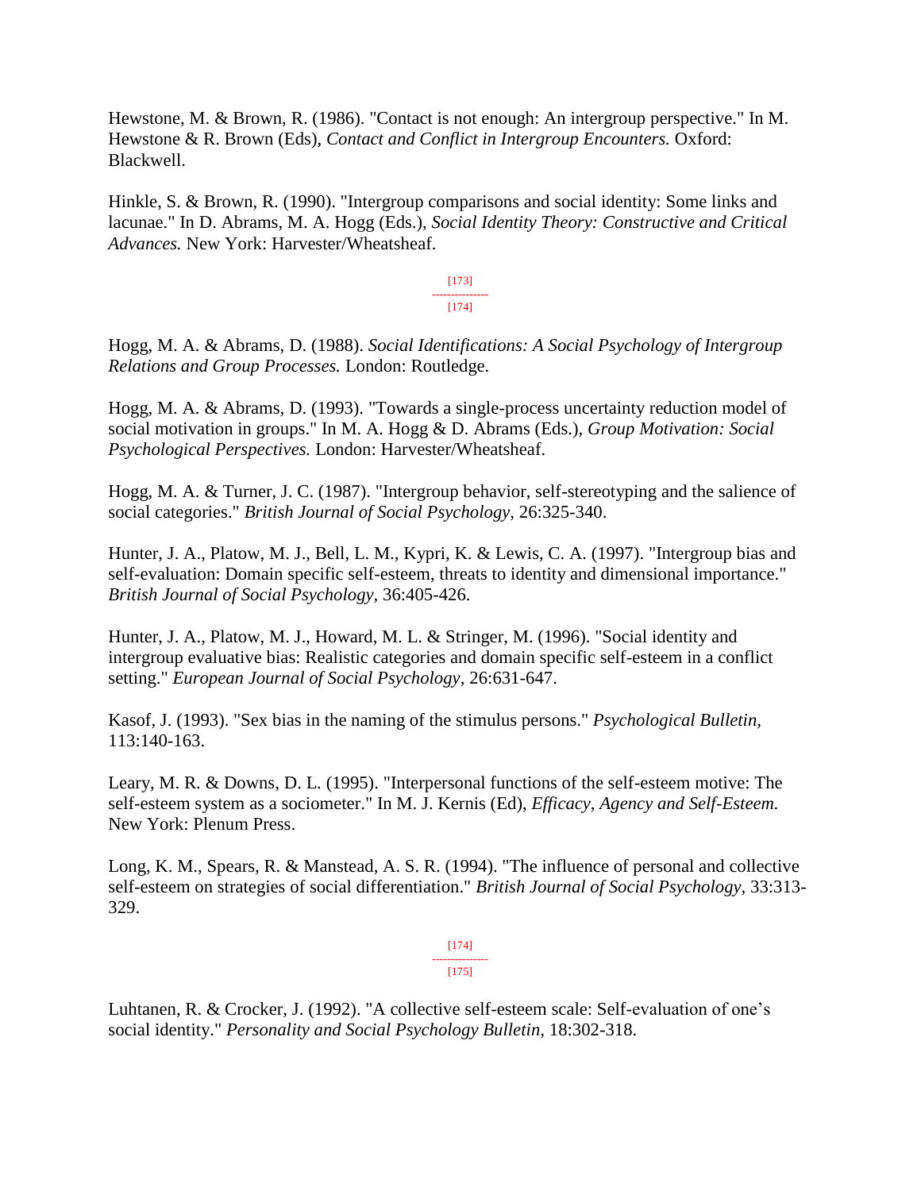Hewstone, M. & Brown, R. (1986). "Contact is not enough: An intergroup perspective." In M. Hewstone & R. Brown (Eds), *Contact and Conflict in Intergroup Encounters.* Oxford: Blackwell.

Hinkle, S. & Brown, R. (1990). "Intergroup comparisons and social identity: Some links and lacunae." In D. Abrams, M. A. Hogg (Eds.), *Social Identity Theory: Constructive and Critical Advances.* New York: Harvester/Wheatsheaf.

Hogg, M. A. & Abrams, D. (1988). *Social Identifications: A Social Psychology of Intergroup Relations and Group Processes.* London: Routledge.

Hogg, M. A. & Abrams, D. (1993). "Towards a single-process uncertainty reduction model of social motivation in groups." In M. A. Hogg & D. Abrams (Eds.), *Group Motivation: Social Psychological Perspectives.* London: Harvester/Wheatsheaf.

Hogg, M. A. & Turner, J. C. (1987). "Intergroup behavior, self-stereotyping and the salience of social categories." *British Journal of Social Psychology,* 26:325-340.

Hunter, J. A., Platow, M. J., Bell, L. M., Kypri, K. & Lewis, C. A. (1997). "Intergroup bias and self-evaluation: Domain specific self-esteem, threats to identity and dimensional importance." *British Journal of Social Psychology,* 36:405-426.

Hunter, J. A., Platow, M. J., Howard, M. L. & Stringer, M. (1996). "Social identity and intergroup evaluative bias: Realistic categories and domain specific self-esteem in a conflict setting." *European Journal of Social Psychology*, 26:631-647.

Kasof, J. (1993). "Sex bias in the naming of the stimulus persons." *Psychological Bulletin,* 113:140-163.

Leary, M. R. & Downs, D. L. (1995). "Interpersonal functions of the self-esteem motive: The self-esteem system as a sociometer." In M. J. Kernis (Ed), *Efficacy, Agency and Self-Esteem.* New York: Plenum Press.

Long, K. M., Spears, R. & Manstead, A. S. R. (1994). "The influence of personal and collective self-esteem on strategies of social differentiation." *British Journal of Social Psychology,* 33:313-329.

Luhtanen, R. & Crocker, J. (1992). "A collective self-esteem scale: Self-evaluation of one's social identity." *Personality and Social Psychology Bulletin*, 18:302-318.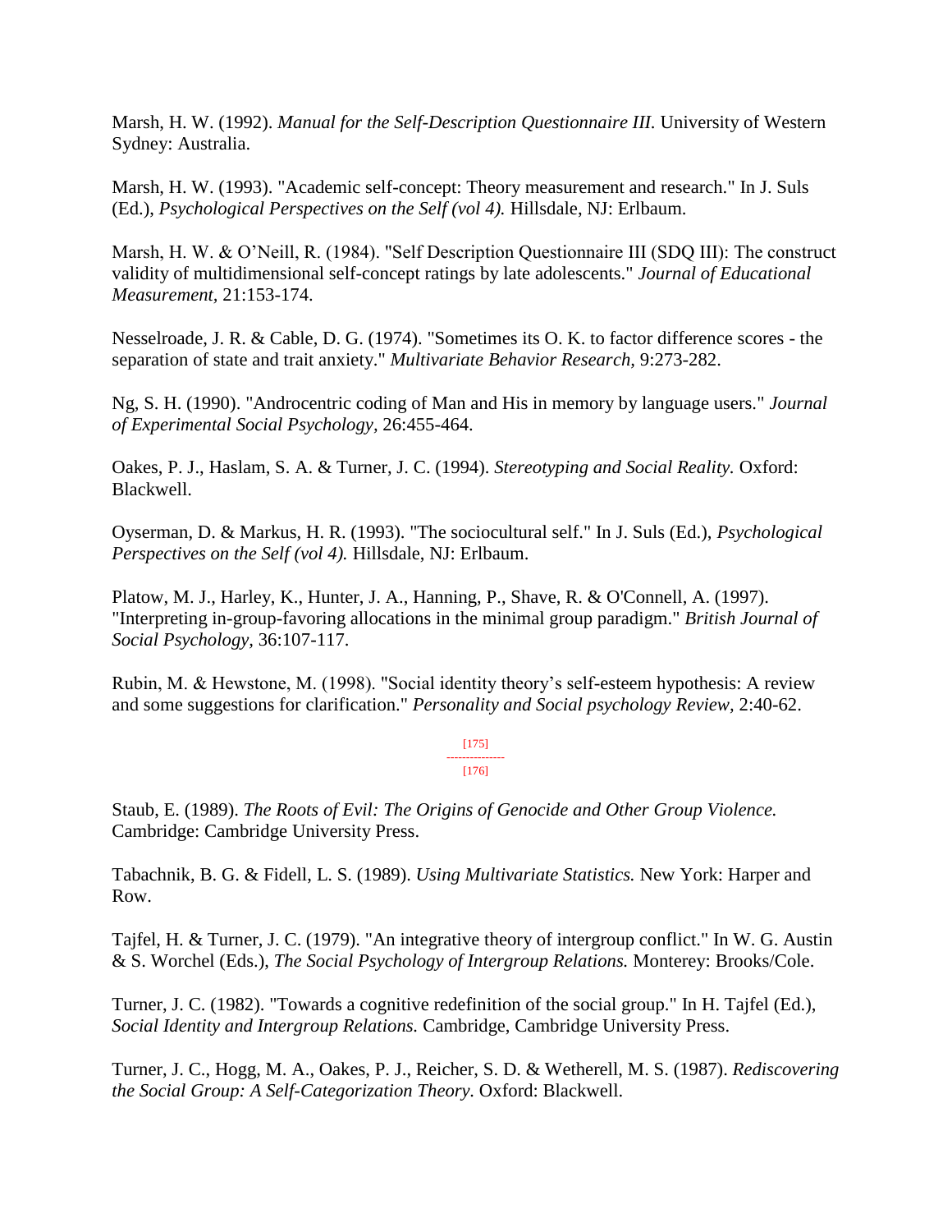Marsh, H. W. (1992). *Manual for the Self-Description Questionnaire III.* University of Western Sydney: Australia.

Marsh, H. W. (1993). "Academic self-concept: Theory measurement and research." In J. Suls (Ed.), *Psychological Perspectives on the Self (vol 4).* Hillsdale, NJ: Erlbaum.

Marsh, H. W. & O'Neill, R. (1984). "Self Description Questionnaire III (SDQ III): The construct validity of multidimensional self-concept ratings by late adolescents." *Journal of Educational Measurement,* 21:153-174.

Nesselroade, J. R. & Cable, D. G. (1974). "Sometimes its O. K. to factor difference scores - the separation of state and trait anxiety." *Multivariate Behavior Research,* 9:273-282.

Ng, S. H. (1990). "Androcentric coding of Man and His in memory by language users." *Journal of Experimental Social Psychology,* 26:455-464.

Oakes, P. J., Haslam, S. A. & Turner, J. C. (1994). *Stereotyping and Social Reality.* Oxford: Blackwell.

Oyserman, D. & Markus, H. R. (1993). "The sociocultural self." In J. Suls (Ed.), *Psychological Perspectives on the Self (vol 4).* Hillsdale, NJ: Erlbaum.

Platow, M. J., Harley, K., Hunter, J. A., Hanning, P., Shave, R. & O'Connell, A. (1997). "Interpreting in-group-favoring allocations in the minimal group paradigm." *British Journal of Social Psychology,* 36:107-117.

Rubin, M. & Hewstone, M. (1998). "Social identity theory's self-esteem hypothesis: A review and some suggestions for clarification." *Personality and Social psychology Review,* 2:40-62.

[175]
---------------
[176]

Staub, E. (1989). *The Roots of Evil: The Origins of Genocide and Other Group Violence.* Cambridge: Cambridge University Press.

Tabachnik, B. G. & Fidell, L. S. (1989). *Using Multivariate Statistics.* New York: Harper and Row.

Tajfel, H. & Turner, J. C. (1979). "An integrative theory of intergroup conflict." In W. G. Austin & S. Worchel (Eds.), *The Social Psychology of Intergroup Relations.* Monterey: Brooks/Cole.

Turner, J. C. (1982). "Towards a cognitive redefinition of the social group." In H. Tajfel (Ed.), *Social Identity and Intergroup Relations.* Cambridge, Cambridge University Press.

Turner, J. C., Hogg, M. A., Oakes, P. J., Reicher, S. D. & Wetherell, M. S. (1987). *Rediscovering the Social Group: A Self-Categorization Theory.* Oxford: Blackwell.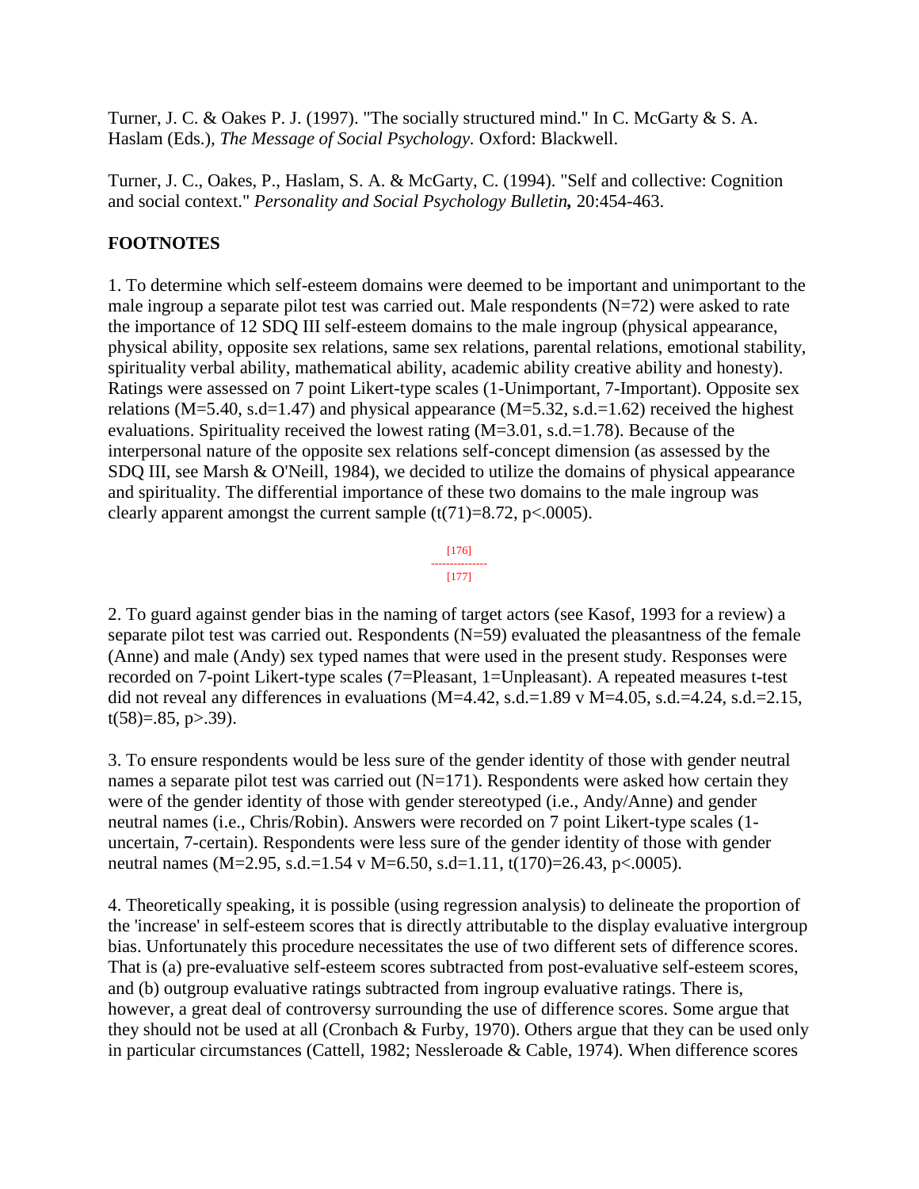Turner, J. C. & Oakes P. J. (1997). "The socially structured mind." In C. McGarty & S. A. Haslam (Eds.), *The Message of Social Psychology.* Oxford: Blackwell.

Turner, J. C., Oakes, P., Haslam, S. A. & McGarty, C. (1994). "Self and collective: Cognition and social context." *Personality and Social Psychology Bulletin,* 20:454-463.

**FOOTNOTES**

1. To determine which self-esteem domains were deemed to be important and unimportant to the male ingroup a separate pilot test was carried out. Male respondents (N=72) were asked to rate the importance of 12 SDQ III self-esteem domains to the male ingroup (physical appearance, physical ability, opposite sex relations, same sex relations, parental relations, emotional stability, spirituality verbal ability, mathematical ability, academic ability creative ability and honesty). Ratings were assessed on 7 point Likert-type scales (1-Unimportant, 7-Important). Opposite sex relations (M=5.40, s.d=1.47) and physical appearance (M=5.32, s.d.=1.62) received the highest evaluations. Spirituality received the lowest rating (M=3.01, s.d.=1.78). Because of the interpersonal nature of the opposite sex relations self-concept dimension (as assessed by the SDQ III, see Marsh & O'Neill, 1984), we decided to utilize the domains of physical appearance and spirituality. The differential importance of these two domains to the male ingroup was clearly apparent amongst the current sample (t(71)=8.72, p<.0005).

2. To guard against gender bias in the naming of target actors (see Kasof, 1993 for a review) a separate pilot test was carried out. Respondents (N=59) evaluated the pleasantness of the female (Anne) and male (Andy) sex typed names that were used in the present study. Responses were recorded on 7-point Likert-type scales (7=Pleasant, 1=Unpleasant). A repeated measures t-test did not reveal any differences in evaluations (M=4.42, s.d.=1.89 v M=4.05, s.d.=4.24, s.d.=2.15, t(58)=.85, p>.39).

3. To ensure respondents would be less sure of the gender identity of those with gender neutral names a separate pilot test was carried out (N=171). Respondents were asked how certain they were of the gender identity of those with gender stereotyped (i.e., Andy/Anne) and gender neutral names (i.e., Chris/Robin). Answers were recorded on 7 point Likert-type scales (1-uncertain, 7-certain). Respondents were less sure of the gender identity of those with gender neutral names (M=2.95, s.d.=1.54 v M=6.50, s.d=1.11, t(170)=26.43, p<.0005).

4. Theoretically speaking, it is possible (using regression analysis) to delineate the proportion of the 'increase' in self-esteem scores that is directly attributable to the display evaluative intergroup bias. Unfortunately this procedure necessitates the use of two different sets of difference scores. That is (a) pre-evaluative self-esteem scores subtracted from post-evaluative self-esteem scores, and (b) outgroup evaluative ratings subtracted from ingroup evaluative ratings. There is, however, a great deal of controversy surrounding the use of difference scores. Some argue that they should not be used at all (Cronbach & Furby, 1970). Others argue that they can be used only in particular circumstances (Cattell, 1982; Nessleroade & Cable, 1974). When difference scores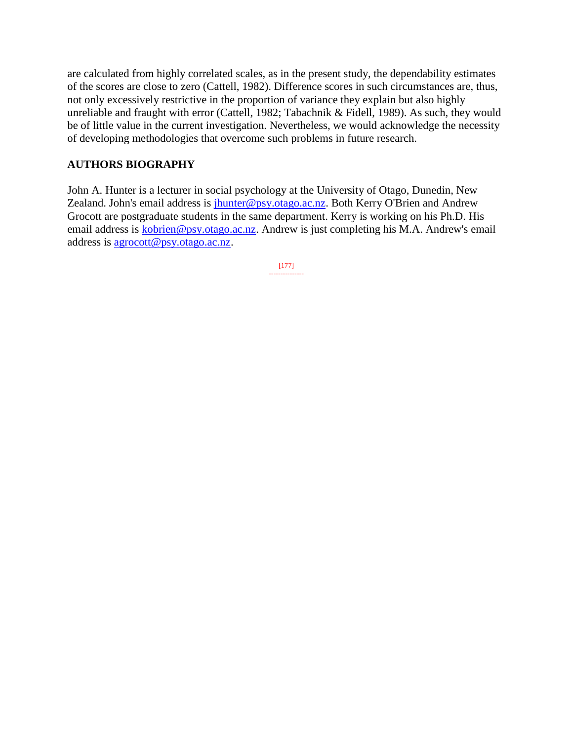are calculated from highly correlated scales, as in the present study, the dependability estimates of the scores are close to zero (Cattell, 1982). Difference scores in such circumstances are, thus, not only excessively restrictive in the proportion of variance they explain but also highly unreliable and fraught with error (Cattell, 1982; Tabachnik & Fidell, 1989). As such, they would be of little value in the current investigation. Nevertheless, we would acknowledge the necessity of developing methodologies that overcome such problems in future research.

**AUTHORS BIOGRAPHY**

John A. Hunter is a lecturer in social psychology at the University of Otago, Dunedin, New Zealand. John's email address is jhunter@psy.otago.ac.nz. Both Kerry O'Brien and Andrew Grocott are postgraduate students in the same department. Kerry is working on his Ph.D. His email address is kobrien@psy.otago.ac.nz. Andrew is just completing his M.A. Andrew's email address is agrocott@psy.otago.ac.nz.